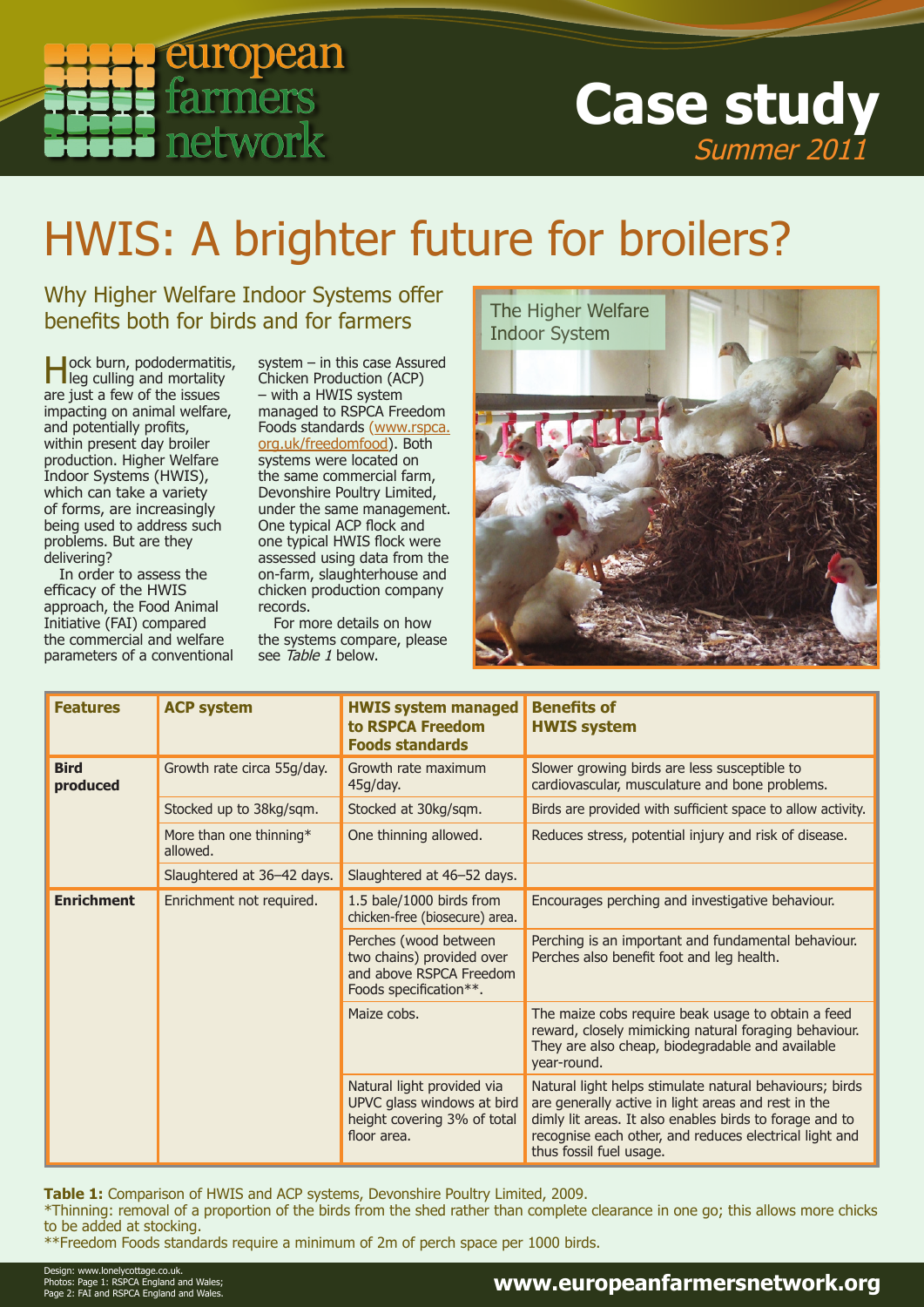# HWIS: A brighter future for broilers?

## Why Higher Welfare Indoor Systems offer benefits both for birds and for farmers

Hock burn, pododermatitis, leg culling and mortality are just a few of the issues impacting on animal welfare, and potentially profits, within present day broiler production. Higher Welfare Indoor Systems (HWIS), which can take a variety of forms, are increasingly being used to address such problems. But are they delivering?

In order to assess the efficacy of the HWIS approach, the Food Animal Initiative (FAI) compared the commercial and welfare parameters of a conventional system – in this case Assured Chicken Production (ACP) – with a HWIS system managed to RSPCA Freedom Foods standards (www.rspca.org.uk/freedomfood). Both systems were located on the same commercial farm, Devonshire Poultry Limited, under the same management. One typical ACP flock and one typical HWIS flock were assessed using data from the on-farm, slaughterhouse and chicken production company records.

For more details on how the systems compare, please see *Table 1* below.

The Higher Welfare Indoor System

| Features | ACP system | HWIS system managed to RSPCA Freedom Foods standards | Benefits of HWIS system |
|---|---|---|---|
| **Bird produced** | Growth rate circa 55g/day. | Growth rate maximum 45g/day. | Slower growing birds are less susceptible to cardiovascular, musculature and bone problems. |
| | Stocked up to 38kg/sqm. | Stocked at 30kg/sqm. | Birds are provided with sufficient space to allow activity. |
| | More than one thinning* allowed. | One thinning allowed. | Reduces stress, potential injury and risk of disease. |
| | Slaughtered at 36–42 days. | Slaughtered at 46–52 days. | |
| **Enrichment** | Enrichment not required. | 1.5 bale/1000 birds from chicken-free (biosecure) area. | Encourages perching and investigative behaviour. |
| | | Perches (wood between two chains) provided over and above RSPCA Freedom Foods specification**. | Perching is an important and fundamental behaviour. Perches also benefit foot and leg health. |
| | | Maize cobs. | The maize cobs require beak usage to obtain a feed reward, closely mimicking natural foraging behaviour. They are also cheap, biodegradable and available year-round. |
| | | Natural light provided via UPVC glass windows at bird height covering 3% of total floor area. | Natural light helps stimulate natural behaviours; birds are generally active in light areas and rest in the dimly lit areas. It also enables birds to forage and to recognise each other, and reduces electrical light and thus fossil fuel usage. |

**Table 1:** Comparison of HWIS and ACP systems, Devonshire Poultry Limited, 2009.

*Thinning: removal of a proportion of the birds from the shed rather than complete clearance in one go; this allows more chicks to be added at stocking.

**Freedom Foods standards require a minimum of 2m of perch space per 1000 birds.

Design: www.lonelycottage.co.uk.
Photos: Page 1: RSPCA England and Wales; Page 2: FAI and RSPCA England and Wales.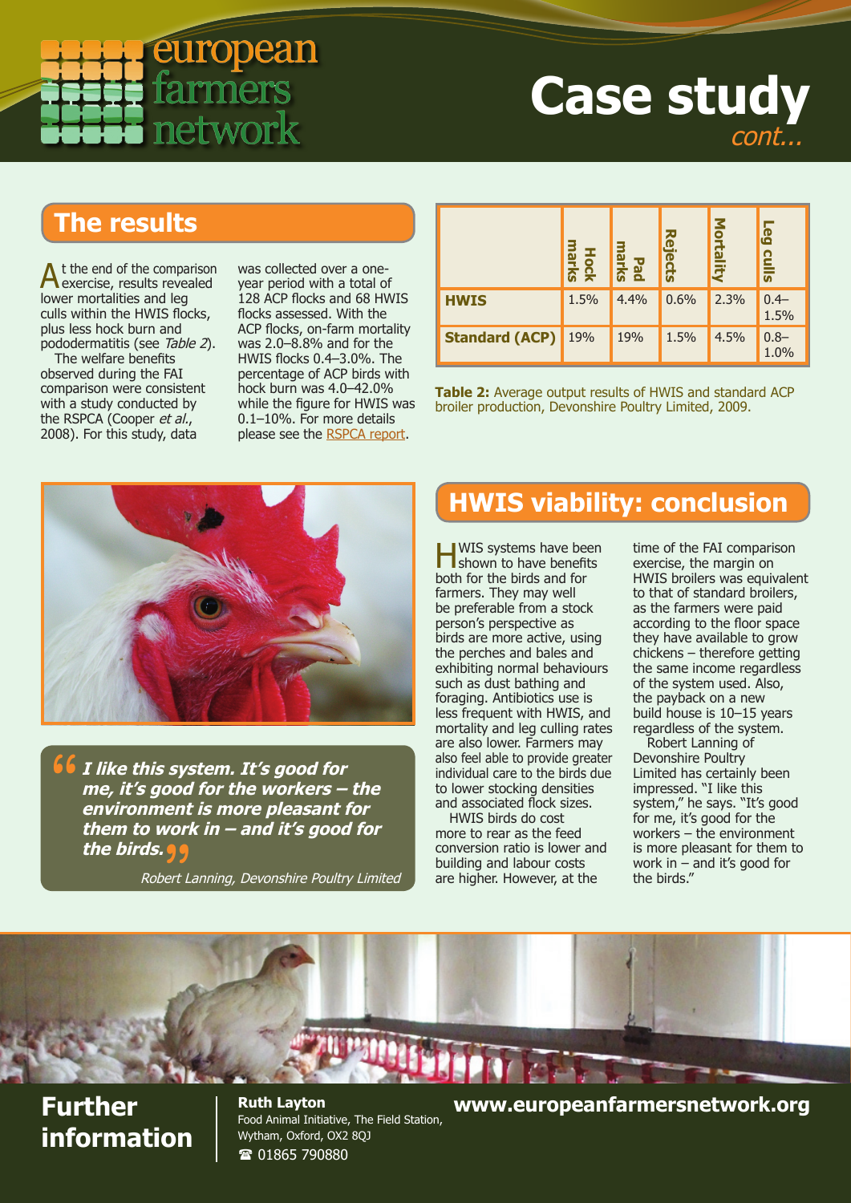# Case study

*cont...*

## The results

At the end of the comparison exercise, results revealed lower mortalities and leg culls within the HWIS flocks, plus less hock burn and pododermatitis (see *Table 2*).

The welfare benefits observed during the FAI comparison were consistent with a study conducted by the RSPCA (Cooper *et al.*, 2008). For this study, data was collected over a one-year period with a total of 128 ACP flocks and 68 HWIS flocks assessed. With the ACP flocks, on-farm mortality was 2.0–8.8% and for the HWIS flocks 0.4–3.0%. The percentage of ACP birds with hock burn was 4.0–42.0% while the figure for HWIS was 0.1–10%. For more details please see the RSPCA report.

| | Hock marks | Pad marks | Rejects | Mortality | Leg culls |
|---|---|---|---|---|---|
| **HWIS** | 1.5% | 4.4% | 0.6% | 2.3% | 0.4–1.5% |
| **Standard (ACP)** | 19% | 19% | 1.5% | 4.5% | 0.8–1.0% |

**Table 2:** Average output results of HWIS and standard ACP broiler production, Devonshire Poultry Limited, 2009.

> ***I like this system. It's good for me, it's good for the workers – the environment is more pleasant for them to work in – and it's good for the birds.***
>
> *Robert Lanning, Devonshire Poultry Limited*

## HWIS viability: conclusion

HWIS systems have been shown to have benefits both for the birds and for farmers. They may well be preferable from a stock person's perspective as birds are more active, using the perches and bales and exhibiting normal behaviours such as dust bathing and foraging. Antibiotics use is less frequent with HWIS, and mortality and leg culling rates are also lower. Farmers may also feel able to provide greater individual care to the birds due to lower stocking densities and associated flock sizes.

HWIS birds do cost more to rear as the feed conversion ratio is lower and building and labour costs are higher. However, at the time of the FAI comparison exercise, the margin on HWIS broilers was equivalent to that of standard broilers, as the farmers were paid according to the floor space they have available to grow chickens – therefore getting the same income regardless of the system used. Also, the payback on a new build house is 10–15 years regardless of the system.

Robert Lanning of Devonshire Poultry Limited has certainly been impressed. "I like this system," he says. "It's good for me, it's good for the workers – the environment is more pleasant for them to work in – and it's good for the birds."

## Further information

**Ruth Layton**
Food Animal Initiative, The Field Station, Wytham, Oxford, OX2 8QJ
☎ 01865 790880

**www.europeanfarmersnetwork.org**